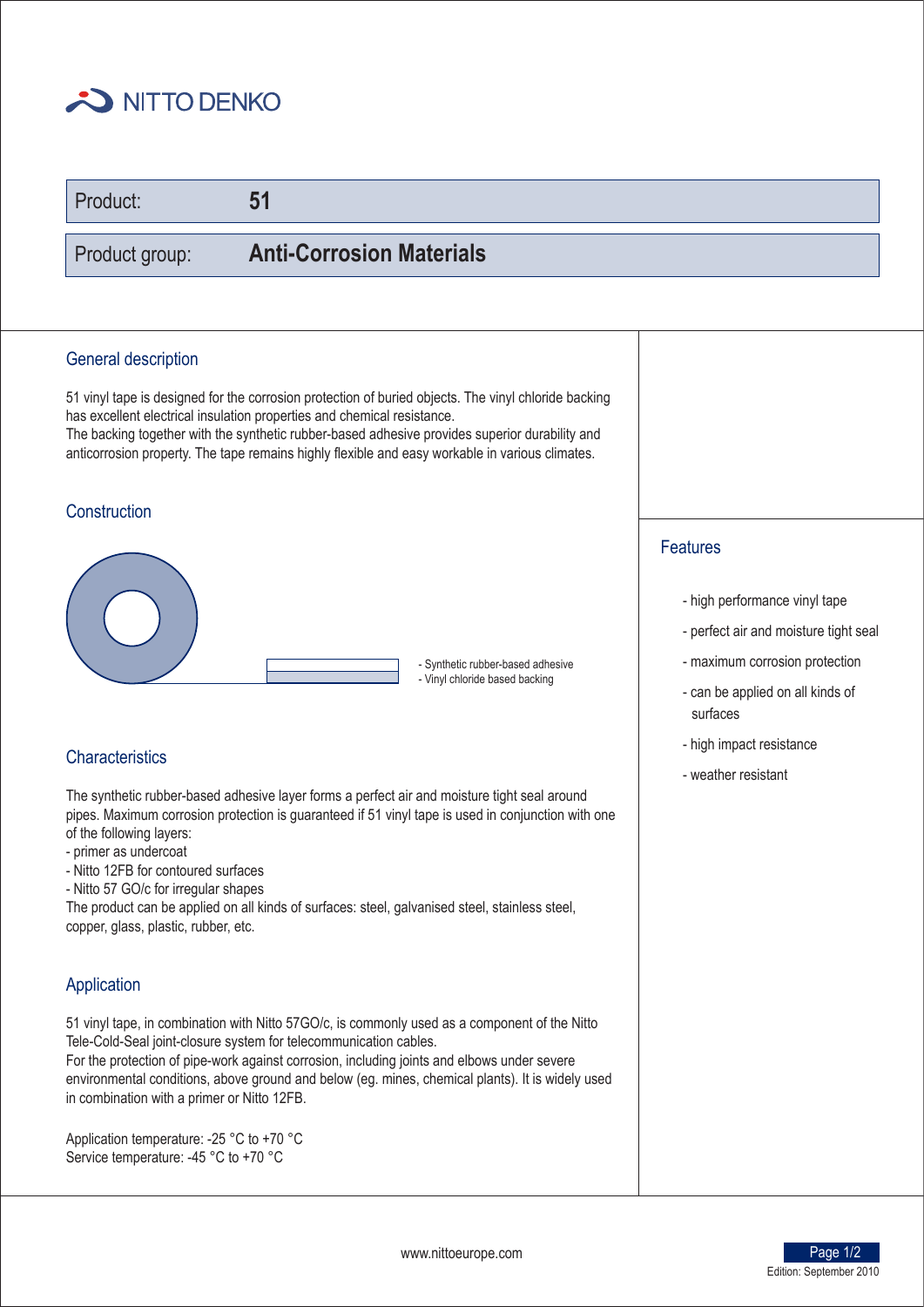NITTO DENKO

| Product: | **51** |
| --- | --- |
| Product group: | **Anti-Corrosion Materials** |

## General description

51 vinyl tape is designed for the corrosion protection of buried objects. The vinyl chloride backing has excellent electrical insulation properties and chemical resistance.
The backing together with the synthetic rubber-based adhesive provides superior durability and anticorrosion property. The tape remains highly flexible and easy workable in various climates.

## Construction

- Synthetic rubber-based adhesive
- Vinyl chloride based backing

## Characteristics

The synthetic rubber-based adhesive layer forms a perfect air and moisture tight seal around pipes. Maximum corrosion protection is guaranteed if 51 vinyl tape is used in conjunction with one of the following layers:
- primer as undercoat
- Nitto 12FB for contoured surfaces
- Nitto 57 GO/c for irregular shapes

The product can be applied on all kinds of surfaces: steel, galvanised steel, stainless steel, copper, glass, plastic, rubber, etc.

## Application

51 vinyl tape, in combination with Nitto 57GO/c, is commonly used as a component of the Nitto Tele-Cold-Seal joint-closure system for telecommunication cables.
For the protection of pipe-work against corrosion, including joints and elbows under severe environmental conditions, above ground and below (eg. mines, chemical plants). It is widely used in combination with a primer or Nitto 12FB.

Application temperature: -25 °C to +70 °C
Service temperature: -45 °C to +70 °C

## Features

- high performance vinyl tape
- perfect air and moisture tight seal
- maximum corrosion protection
- can be applied on all kinds of surfaces
- high impact resistance
- weather resistant

www.nittoeurope.com

Edition: September 2010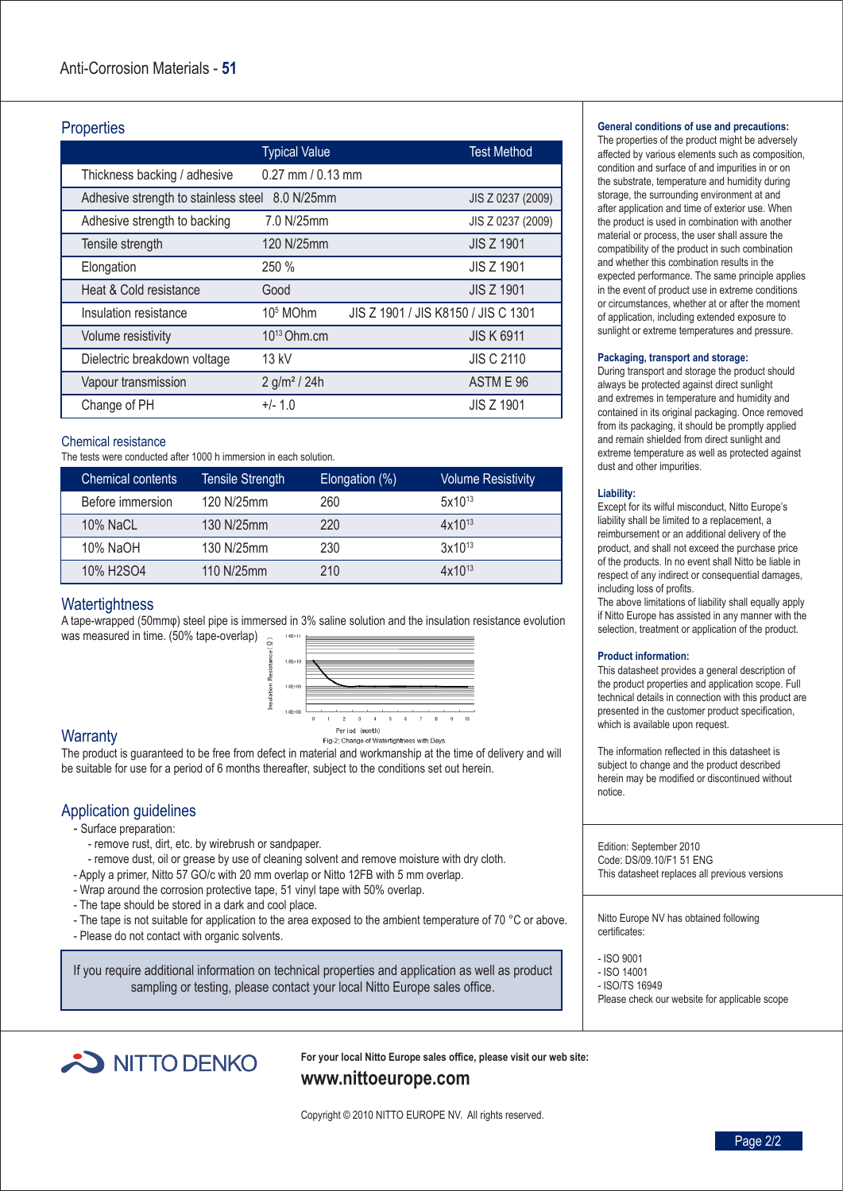# Anti-Corrosion Materials - **51**

## Properties

| | Typical Value | Test Method |
|---|---|---|
| Thickness backing / adhesive | 0.27 mm / 0.13 mm | |
| Adhesive strength to stainless steel | 8.0 N/25mm | JIS Z 0237 (2009) |
| Adhesive strength to backing | 7.0 N/25mm | JIS Z 0237 (2009) |
| Tensile strength | 120 N/25mm | JIS Z 1901 |
| Elongation | 250 % | JIS Z 1901 |
| Heat & Cold resistance | Good | JIS Z 1901 |
| Insulation resistance | $10^5$ MOhm | JIS Z 1901 / JIS K8150 / JIS C 1301 |
| Volume resistivity | $10^{13}$ Ohm.cm | JIS K 6911 |
| Dielectric breakdown voltage | 13 kV | JIS C 2110 |
| Vapour transmission | 2 g/m² / 24h | ASTM E 96 |
| Change of PH | +/- 1.0 | JIS Z 1901 |

### Chemical resistance

The tests were conducted after 1000 h immersion in each solution.

| Chemical contents | Tensile Strength | Elongation (%) | Volume Resistivity |
|---|---|---|---|
| Before immersion | 120 N/25mm | 260 | $5x10^{13}$ |
| 10% NaCL | 130 N/25mm | 220 | $4x10^{13}$ |
| 10% NaOH | 130 N/25mm | 230 | $3x10^{13}$ |
| 10% H2SO4 | 110 N/25mm | 210 | $4x10^{13}$ |

## Watertightness

A tape-wrapped (50mmφ) steel pipe is immersed in 3% saline solution and the insulation resistance evolution was measured in time. (50% tape-overlap)

Insulation Resistance (Ω)
1.0E+11
1.0E+10
1.0E+09
1.0E+08
0 1 2 3 4 5 6 7 8 9 10
Period (month)

Fig-2; Change of Watertightness with Days

## Warranty

The product is guaranteed to be free from defect in material and workmanship at the time of delivery and will be suitable for use for a period of 6 months thereafter, subject to the conditions set out herein.

## Application guidelines

- Surface preparation:
  - remove rust, dirt, etc. by wirebrush or sandpaper.
  - remove dust, oil or grease by use of cleaning solvent and remove moisture with dry cloth.
- Apply a primer, Nitto 57 GO/c with 20 mm overlap or Nitto 12FB with 5 mm overlap.
- Wrap around the corrosion protective tape, 51 vinyl tape with 50% overlap.
- The tape should be stored in a dark and cool place.
- The tape is not suitable for application to the area exposed to the ambient temperature of 70 °C or above.
- Please do not contact with organic solvents.

If you require additional information on technical properties and application as well as product sampling or testing, please contact your local Nitto Europe sales office.

**General conditions of use and precautions:**
The properties of the product might be adversely affected by various elements such as composition, condition and surface of and impurities in or on the substrate, temperature and humidity during storage, the surrounding environment at and after application and time of exterior use. When the product is used in combination with another material or process, the user shall assure the compatibility of the product in such combination and whether this combination results in the expected performance. The same principle applies in the event of product use in extreme conditions or circumstances, whether at or after the moment of application, including extended exposure to sunlight or extreme temperatures and pressure.

**Packaging, transport and storage:**
During transport and storage the product should always be protected against direct sunlight and extremes in temperature and humidity and contained in its original packaging. Once removed from its packaging, it should be promptly applied and remain shielded from direct sunlight and extreme temperature as well as protected against dust and other impurities.

**Liability:**
Except for its wilful misconduct, Nitto Europe's liability shall be limited to a replacement, a reimbursement or an additional delivery of the product, and shall not exceed the purchase price of the products. In no event shall Nitto be liable in respect of any indirect or consequential damages, including loss of profits.
The above limitations of liability shall equally apply if Nitto Europe has assisted in any manner with the selection, treatment or application of the product.

**Product information:**
This datasheet provides a general description of the product properties and application scope. Full technical details in connection with this product are presented in the customer product specification, which is available upon request.

The information reflected in this datasheet is subject to change and the product described herein may be modified or discontinued without notice.

Edition: September 2010
Code: DS/09.10/F1 51 ENG
This datasheet replaces all previous versions

Nitto Europe NV has obtained following certificates:

- ISO 9001
- ISO 14001
- ISO/TS 16949

Please check our website for applicable scope

NITTO DENKO

**For your local Nitto Europe sales office, please visit our web site:**
**www.nittoeurope.com**

Copyright © 2010 NITTO EUROPE NV. All rights reserved.